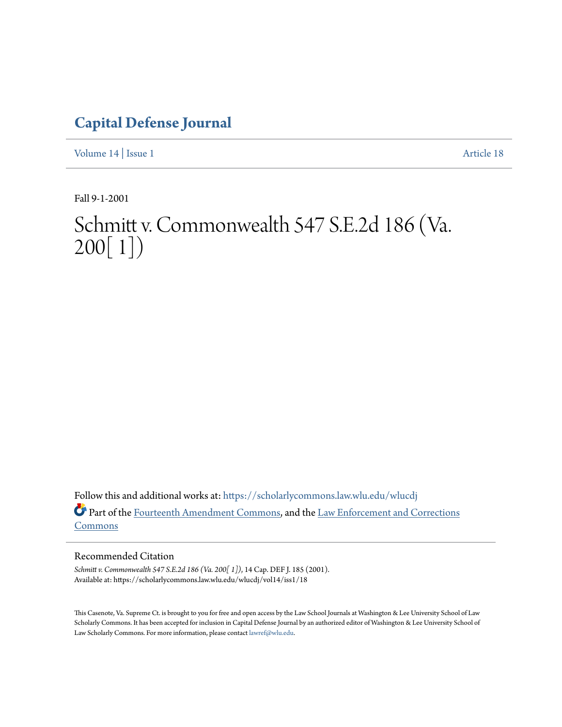# Capital Defense Journal

Volume 14 | Issue 1 Article 18

Fall 9-1-2001

# Schmitt v. Commonwealth 547 S.E.2d 186 (Va. 200[ 1])

Follow this and additional works at: https://scholarlycommons.law.wlu.edu/wlucdj

Part of the Fourteenth Amendment Commons, and the Law Enforcement and Corrections Commons

## Recommended Citation

*Schmitt v. Commonwealth 547 S.E.2d 186 (Va. 200[ 1])*, 14 Cap. DEF J. 185 (2001).
Available at: https://scholarlycommons.law.wlu.edu/wlucdj/vol14/iss1/18

This Casenote, Va. Supreme Ct. is brought to you for free and open access by the Law School Journals at Washington & Lee University School of Law Scholarly Commons. It has been accepted for inclusion in Capital Defense Journal by an authorized editor of Washington & Lee University School of Law Scholarly Commons. For more information, please contact lawref@wlu.edu.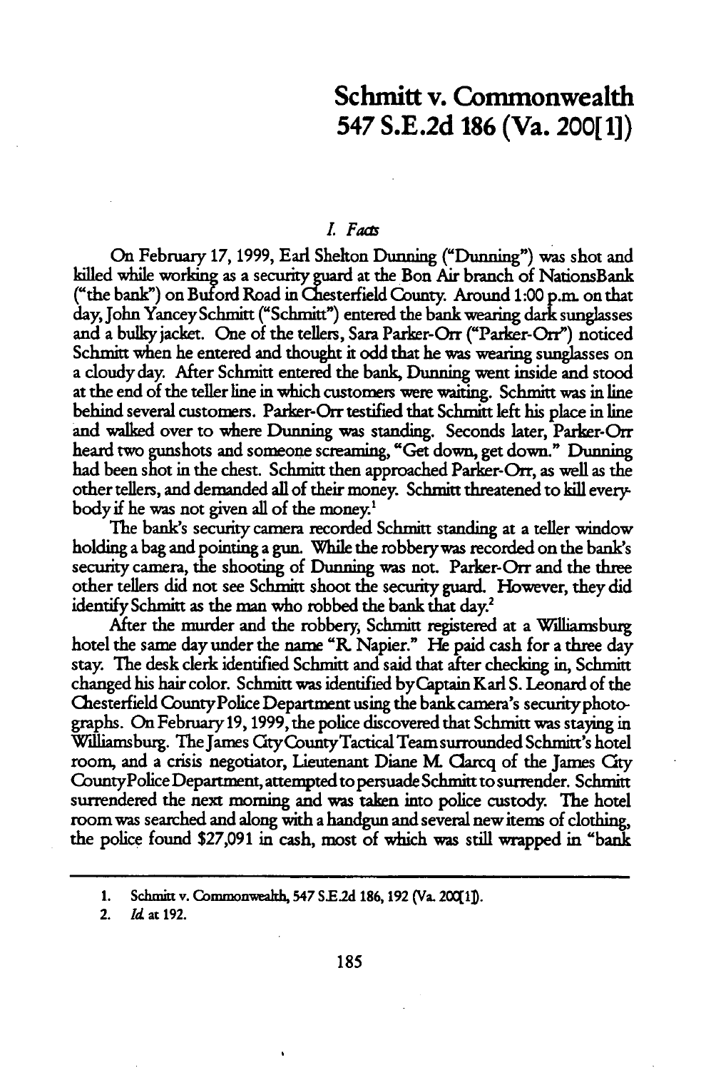# Schmitt v. Commonwealth
# 547 S.E.2d 186 (Va. 200[1])

## *I. Facts*

On February 17, 1999, Earl Shelton Dunning ("Dunning") was shot and killed while working as a security guard at the Bon Air branch of NationsBank ("the bank") on Buford Road in Chesterfield County. Around 1:00 p.m. on that day, John Yancey Schmitt ("Schmitt") entered the bank wearing dark sunglasses and a bulky jacket. One of the tellers, Sara Parker-Orr ("Parker-Orr") noticed Schmitt when he entered and thought it odd that he was wearing sunglasses on a cloudy day. After Schmitt entered the bank, Dunning went inside and stood at the end of the teller line in which customers were waiting. Schmitt was in line behind several customers. Parker-Orr testified that Schmitt left his place in line and walked over to where Dunning was standing. Seconds later, Parker-Orr heard two gunshots and someone screaming, "Get down, get down." Dunning had been shot in the chest. Schmitt then approached Parker-Orr, as well as the other tellers, and demanded all of their money. Schmitt threatened to kill everybody if he was not given all of the money.[1]

The bank's security camera recorded Schmitt standing at a teller window holding a bag and pointing a gun. While the robbery was recorded on the bank's security camera, the shooting of Dunning was not. Parker-Orr and the three other tellers did not see Schmitt shoot the security guard. However, they did identify Schmitt as the man who robbed the bank that day.[2]

After the murder and the robbery, Schmitt registered at a Williamsburg hotel the same day under the name "R. Napier." He paid cash for a three day stay. The desk clerk identified Schmitt and said that after checking in, Schmitt changed his hair color. Schmitt was identified by Captain Karl S. Leonard of the Chesterfield County Police Department using the bank camera's security photographs. On February 19, 1999, the police discovered that Schmitt was staying in Williamsburg. The James City County Tactical Team surrounded Schmitt's hotel room, and a crisis negotiator, Lieutenant Diane M. Clarcq of the James City County Police Department, attempted to persuade Schmitt to surrender. Schmitt surrendered the next morning and was taken into police custody. The hotel room was searched and along with a handgun and several new items of clothing, the police found $27,091 in cash, most of which was still wrapped in "bank

---

1. Schmitt v. Commonwealth, 547 S.E.2d 186, 192 (Va. 200[1]).

2. *Id.* at 192.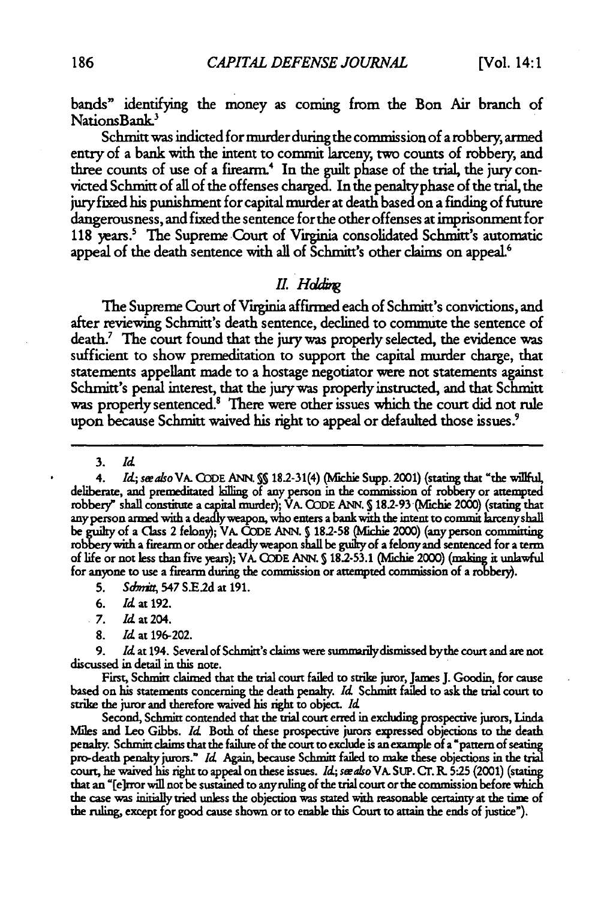bands" identifying the money as coming from the Bon Air branch of NationsBank.[3]

Schmitt was indicted for murder during the commission of a robbery, armed entry of a bank with the intent to commit larceny, two counts of robbery, and three counts of use of a firearm.[4] In the guilt phase of the trial, the jury convicted Schmitt of all of the offenses charged. In the penalty phase of the trial, the jury fixed his punishment for capital murder at death based on a finding of future dangerousness, and fixed the sentence for the other offenses at imprisonment for 118 years.[5] The Supreme Court of Virginia consolidated Schmitt's automatic appeal of the death sentence with all of Schmitt's other claims on appeal.[6]

## *II. Holding*

The Supreme Court of Virginia affirmed each of Schmitt's convictions, and after reviewing Schmitt's death sentence, declined to commute the sentence of death.[7] The court found that the jury was properly selected, the evidence was sufficient to show premeditation to support the capital murder charge, that statements appellant made to a hostage negotiator were not statements against Schmitt's penal interest, that the jury was properly instructed, and that Schmitt was properly sentenced.[8] There were other issues which the court did not rule upon because Schmitt waived his right to appeal or defaulted those issues.[9]

---

3. *Id.*

4. *Id.*; *see also* VA. CODE ANN. §§ 18.2-31(4) (Michie Supp. 2001) (stating that "the willful, deliberate, and premeditated killing of any person in the commission of robbery or attempted robbery" shall constitute a capital murder); VA. CODE ANN. § 18.2-93 (Michie 2000) (stating that any person armed with a deadly weapon, who enters a bank with the intent to commit larceny shall be guilty of a Class 2 felony); VA. CODE ANN. § 18.2-58 (Michie 2000) (any person committing robbery with a firearm or other deadly weapon shall be guilty of a felony and sentenced for a term of life or not less than five years); VA. CODE ANN. § 18.2-53.1 (Michie 2000) (making it unlawful for anyone to use a firearm during the commission or attempted commission of a robbery).

5. *Schmitt*, 547 S.E.2d at 191.

6. *Id.* at 192.

7. *Id.* at 204.

8. *Id.* at 196-202.

9. *Id.* at 194. Several of Schmitt's claims were summarily dismissed by the court and are not discussed in detail in this note.

First, Schmitt claimed that the trial court failed to strike juror, James J. Goodin, for cause based on his statements concerning the death penalty. *Id.* Schmitt failed to ask the trial court to strike the juror and therefore waived his right to object. *Id.*

Second, Schmitt contended that the trial court erred in excluding prospective jurors, Linda Miles and Leo Gibbs. *Id.* Both of these prospective jurors expressed objections to the death penalty. Schmitt claims that the failure of the court to exclude is an example of a "pattern of seating pro-death penalty jurors." *Id.* Again, because Schmitt failed to make these objections in the trial court, he waived his right to appeal on these issues. *Id.*; *see also* VA. SUP. CT. R. 5:25 (2001) (stating that an "[e]rror will not be sustained to any ruling of the trial court or the commission before which the case was initially tried unless the objection was stated with reasonable certainty at the time of the ruling, except for good cause shown or to enable this Court to attain the ends of justice").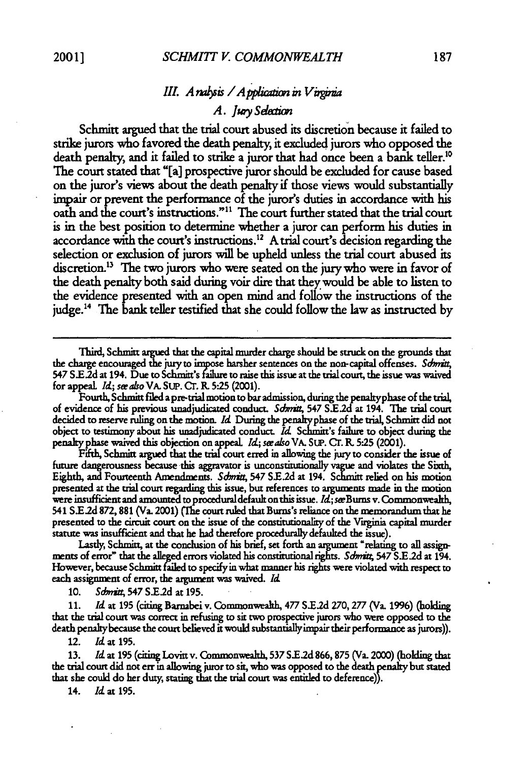### *III. Analysis / Application in Virginia*

#### *A. Jury Selection*

Schmitt argued that the trial court abused its discretion because it failed to strike jurors who favored the death penalty, it excluded jurors who opposed the death penalty, and it failed to strike a juror that had once been a bank teller.[10] The court stated that "[a] prospective juror should be excluded for cause based on the juror's views about the death penalty if those views would substantially impair or prevent the performance of the juror's duties in accordance with his oath and the court's instructions."[11] The court further stated that the trial court is in the best position to determine whether a juror can perform his duties in accordance with the court's instructions.[12] A trial court's decision regarding the selection or exclusion of jurors will be upheld unless the trial court abused its discretion.[13] The two jurors who were seated on the jury who were in favor of the death penalty both said during voir dire that they would be able to listen to the evidence presented with an open mind and follow the instructions of the judge.[14] The bank teller testified that she could follow the law as instructed by

---

Third, Schmitt argued that the capital murder charge should be struck on the grounds that the charge encouraged the jury to impose harsher sentences on the non-capital offenses. *Schmitt*, 547 S.E.2d at 194. Due to Schmitt's failure to raise this issue at the trial court, the issue was waived for appeal. *Id.*; *see also* VA. SUP. CT. R. 5:25 (2001).

Fourth, Schmitt filed a pre-trial motion to bar admission, during the penalty phase of the trial, of evidence of his previous unadjudicated conduct. *Schmitt*, 547 S.E.2d at 194. The trial court decided to reserve ruling on the motion. *Id.* During the penalty phase of the trial, Schmitt did not object to testimony about his unadjudicated conduct. *Id.* Schmitt's failure to object during the penalty phase waived this objection on appeal. *Id.*; *see also* VA. SUP. CT. R. 5:25 (2001).

Fifth, Schmitt argued that the trial court erred in allowing the jury to consider the issue of future dangerousness because this aggravator is unconstitutionally vague and violates the Sixth, Eighth, and Fourteenth Amendments. *Schmitt*, 547 S.E.2d at 194. Schmitt relied on his motion presented at the trial court regarding this issue, but references to arguments made in the motion were insufficient and amounted to procedural default on this issue. *Id.*; *see* Burns v. Commonwealth, 541 S.E.2d 872, 881 (Va. 2001) (The court ruled that Burns's reliance on the memorandum that he presented to the circuit court on the issue of the constitutionality of the Virginia capital murder statute was insufficient and that he had therefore procedurally defaulted the issue).

Lastly, Schmitt, at the conclusion of his brief, set forth an argument "relating to all assignments of error" that the alleged errors violated his constitutional rights. *Schmitt*, 547 S.E.2d at 194. However, because Schmitt failed to specify in what manner his rights were violated with respect to each assignment of error, the argument was waived. *Id.*

10. *Schmitt*, 547 S.E.2d at 195.

11. *Id.* at 195 (citing Barnabei v. Commonwealth, 477 S.E.2d 270, 277 (Va. 1996) (holding that the trial court was correct in refusing to sit two prospective jurors who were opposed to the death penalty because the court believed it would substantially impair their performance as jurors)).

12. *Id.* at 195.

13. *Id.* at 195 (citing Lovitt v. Commonwealth, 537 S.E.2d 866, 875 (Va. 2000) (holding that the trial court did not err in allowing juror to sit, who was opposed to the death penalty but stated that she could do her duty, stating that the trial court was entitled to deference)).

14. *Id.* at 195.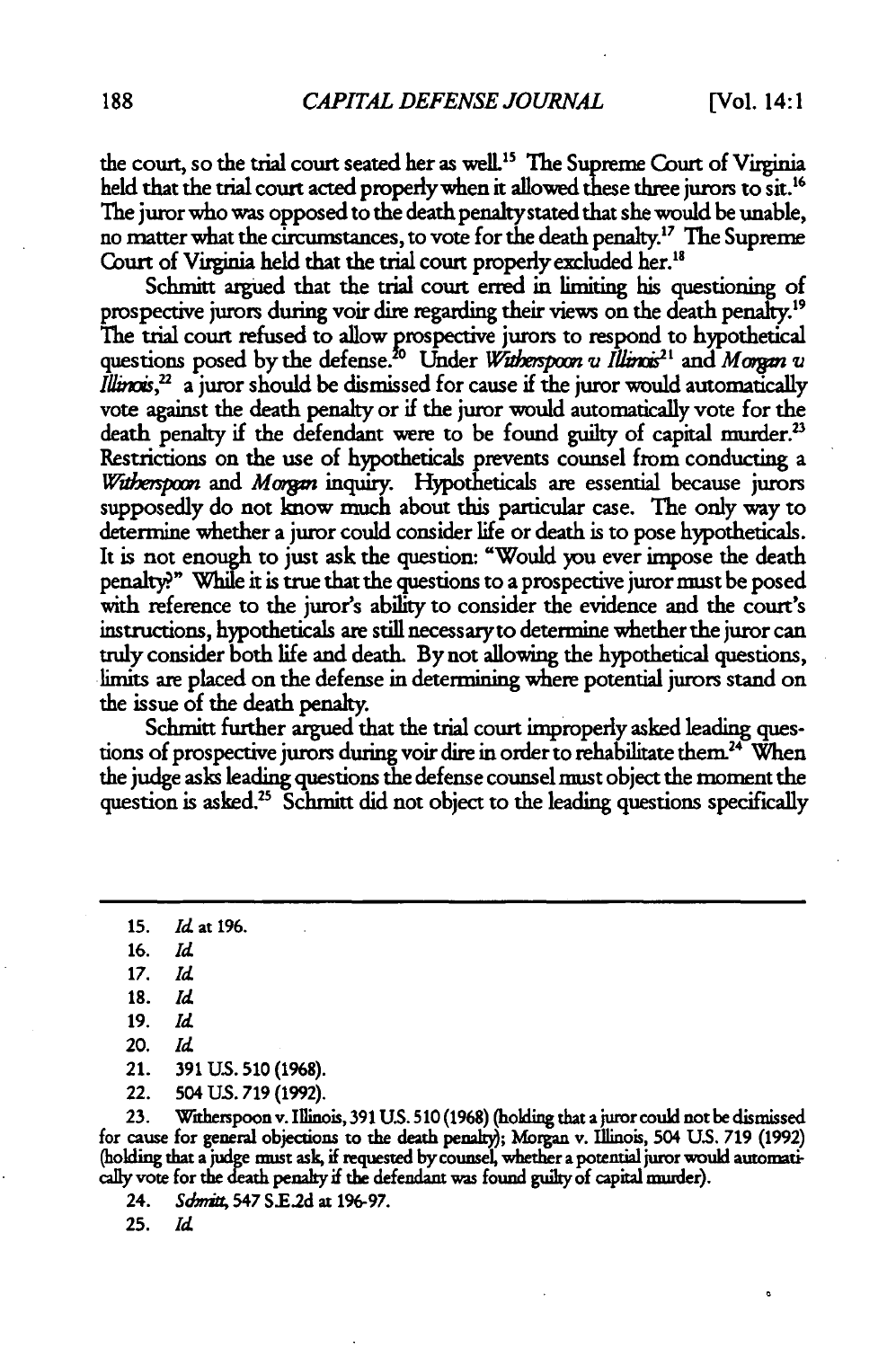the court, so the trial court seated her as well.[15] The Supreme Court of Virginia held that the trial court acted properly when it allowed these three jurors to sit.[16] The juror who was opposed to the death penalty stated that she would be unable, no matter what the circumstances, to vote for the death penalty.[17] The Supreme Court of Virginia held that the trial court properly excluded her.[18]

Schmitt argued that the trial court erred in limiting his questioning of prospective jurors during voir dire regarding their views on the death penalty.[19] The trial court refused to allow prospective jurors to respond to hypothetical questions posed by the defense.[20] Under *Witherspoon v Illinois*[21] and *Morgan v Illinois*,[22] a juror should be dismissed for cause if the juror would automatically vote against the death penalty or if the juror would automatically vote for the death penalty if the defendant were to be found guilty of capital murder.[23] Restrictions on the use of hypotheticals prevents counsel from conducting a *Witherspoon* and *Morgan* inquiry. Hypotheticals are essential because jurors supposedly do not know much about this particular case. The only way to determine whether a juror could consider life or death is to pose hypotheticals. It is not enough to just ask the question: "Would you ever impose the death penalty?" While it is true that the questions to a prospective juror must be posed with reference to the juror's ability to consider the evidence and the court's instructions, hypotheticals are still necessary to determine whether the juror can truly consider both life and death. By not allowing the hypothetical questions, limits are placed on the defense in determining where potential jurors stand on the issue of the death penalty.

Schmitt further argued that the trial court improperly asked leading questions of prospective jurors during voir dire in order to rehabilitate them.[24] When the judge asks leading questions the defense counsel must object the moment the question is asked.[25] Schmitt did not object to the leading questions specifically

---

15. *Id.* at 196.
16. *Id.*
17. *Id.*
18. *Id.*
19. *Id.*
20. *Id.*
21. 391 U.S. 510 (1968).
22. 504 U.S. 719 (1992).
23. Witherspoon v. Illinois, 391 U.S. 510 (1968) (holding that a juror could not be dismissed for cause for general objections to the death penalty); Morgan v. Illinois, 504 U.S. 719 (1992) (holding that a judge must ask, if requested by counsel, whether a potential juror would automatically vote for the death penalty if the defendant was found guilty of capital murder).
24. *Schmitt*, 547 S.E.2d at 196-97.
25. *Id.*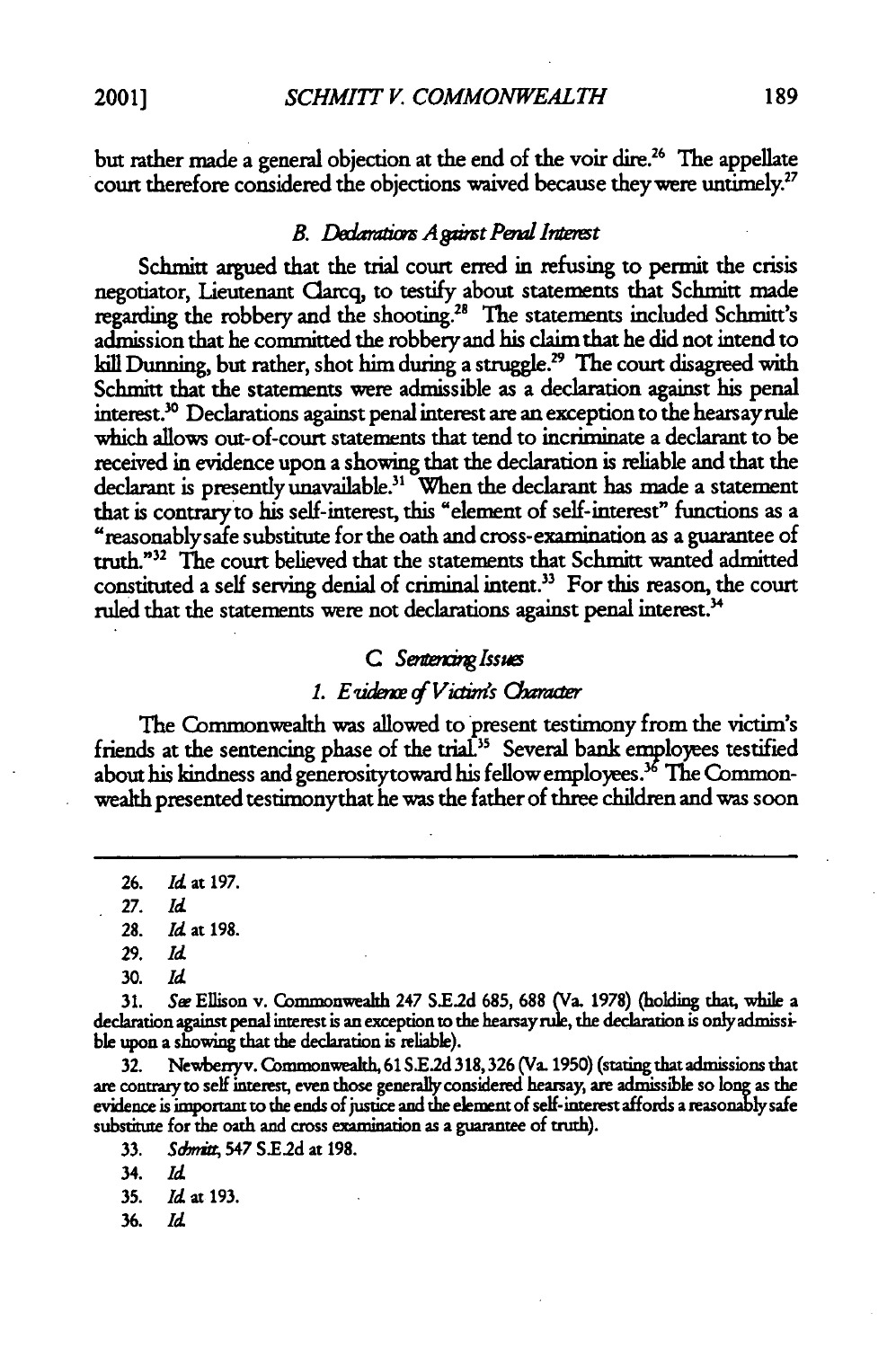but rather made a general objection at the end of the voir dire.[26] The appellate court therefore considered the objections waived because they were untimely.[27]

### *B. Declarations Against Penal Interest*

Schmitt argued that the trial court erred in refusing to permit the crisis negotiator, Lieutenant Clarcq, to testify about statements that Schmitt made regarding the robbery and the shooting.[28] The statements included Schmitt's admission that he committed the robbery and his claim that he did not intend to kill Dunning, but rather, shot him during a struggle.[29] The court disagreed with Schmitt that the statements were admissible as a declaration against his penal interest.[30] Declarations against penal interest are an exception to the hearsay rule which allows out-of-court statements that tend to incriminate a declarant to be received in evidence upon a showing that the declaration is reliable and that the declarant is presently unavailable.[31] When the declarant has made a statement that is contrary to his self-interest, this "element of self-interest" functions as a "reasonably safe substitute for the oath and cross-examination as a guarantee of truth."[32] The court believed that the statements that Schmitt wanted admitted constituted a self serving denial of criminal intent.[33] For this reason, the court ruled that the statements were not declarations against penal interest.[34]

### *C. Sentencing Issues*

#### *1. Evidence of Victim's Character*

The Commonwealth was allowed to present testimony from the victim's friends at the sentencing phase of the trial.[35] Several bank employees testified about his kindness and generosity toward his fellow employees.[36] The Commonwealth presented testimony that he was the father of three children and was soon

---

26. *Id.* at 197.

27. *Id.*

28. *Id.* at 198.

29. *Id.*

30. *Id.*

31. *See* Ellison v. Commonwealth 247 S.E.2d 685, 688 (Va. 1978) (holding that, while a declaration against penal interest is an exception to the hearsay rule, the declaration is only admissible upon a showing that the declaration is reliable).

32. Newberry v. Commonwealth, 61 S.E.2d 318, 326 (Va. 1950) (stating that admissions that are contrary to self interest, even those generally considered hearsay, are admissible so long as the evidence is important to the ends of justice and the element of self-interest affords a reasonably safe substitute for the oath and cross examination as a guarantee of truth).

33. *Schmitt*, 547 S.E.2d at 198.

34. *Id.*

35. *Id.* at 193.

36. *Id.*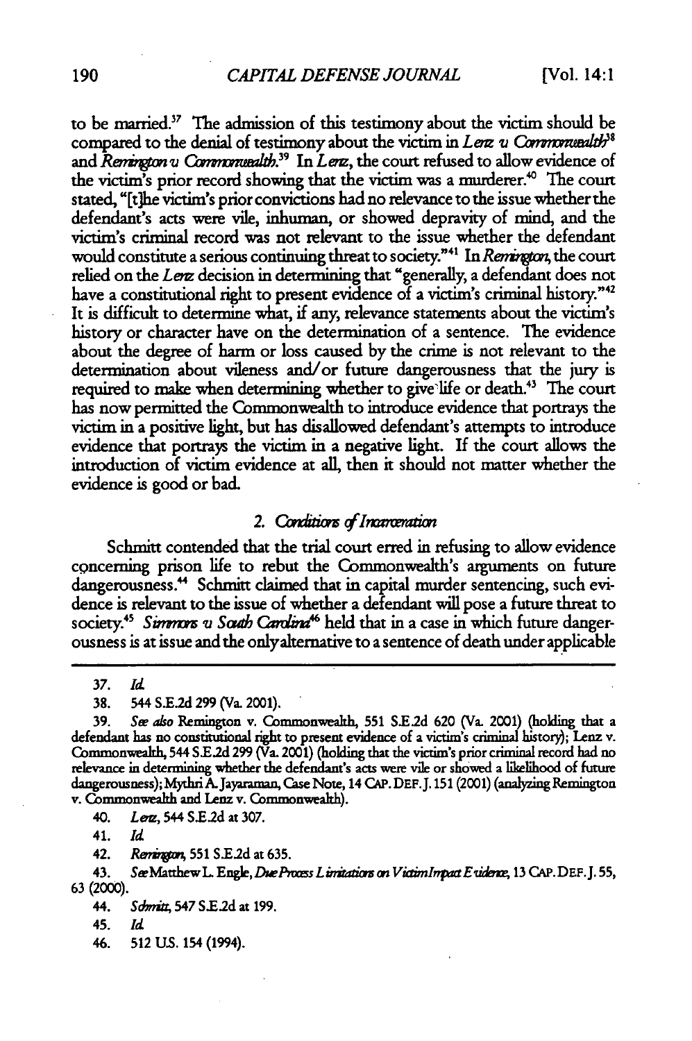to be married.[37] The admission of this testimony about the victim should be compared to the denial of testimony about the victim in *Lenz v. Commonwealth*[38] and *Remington v. Commonwealth*.[39] In *Lenz*, the court refused to allow evidence of the victim's prior record showing that the victim was a murderer.[40] The court stated, "[t]he victim's prior convictions had no relevance to the issue whether the defendant's acts were vile, inhuman, or showed depravity of mind, and the victim's criminal record was not relevant to the issue whether the defendant would constitute a serious continuing threat to society."[41] In *Remington*, the court relied on the *Lenz* decision in determining that "generally, a defendant does not have a constitutional right to present evidence of a victim's criminal history."[42] It is difficult to determine what, if any, relevance statements about the victim's history or character have on the determination of a sentence. The evidence about the degree of harm or loss caused by the crime is not relevant to the determination about vileness and/or future dangerousness that the jury is required to make when determining whether to give life or death.[43] The court has now permitted the Commonwealth to introduce evidence that portrays the victim in a positive light, but has disallowed defendant's attempts to introduce evidence that portrays the victim in a negative light. If the court allows the introduction of victim evidence at all, then it should not matter whether the evidence is good or bad.

### 2. *Conditions of Incarceration*

Schmitt contended that the trial court erred in refusing to allow evidence concerning prison life to rebut the Commonwealth's arguments on future dangerousness.[44] Schmitt claimed that in capital murder sentencing, such evidence is relevant to the issue of whether a defendant will pose a future threat to society.[45] *Simmons v. South Carolina*[46] held that in a case in which future dangerousness is at issue and the only alternative to a sentence of death under applicable

---

37. *Id.*

38. 544 S.E.2d 299 (Va. 2001).

39. *See also* Remington v. Commonwealth, 551 S.E.2d 620 (Va. 2001) (holding that a defendant has no constitutional right to present evidence of a victim's criminal history); Lenz v. Commonwealth, 544 S.E.2d 299 (Va. 2001) (holding that the victim's prior criminal record had no relevance in determining whether the defendant's acts were vile or showed a likelihood of future dangerousness); Mythri A. Jayaraman, Case Note, 14 CAP. DEF. J. 151 (2001) (analyzing Remington v. Commonwealth and Lenz v. Commonwealth).

40. *Lenz*, 544 S.E.2d at 307.

41. *Id.*

42. *Remington*, 551 S.E.2d at 635.

43. *See* Matthew L. Engle, *Due Process Limitations on Victim Impact Evidence*, 13 CAP. DEF. J. 55, 63 (2000).

44. *Schmitt*, 547 S.E.2d at 199.

45. *Id.*

46. 512 U.S. 154 (1994).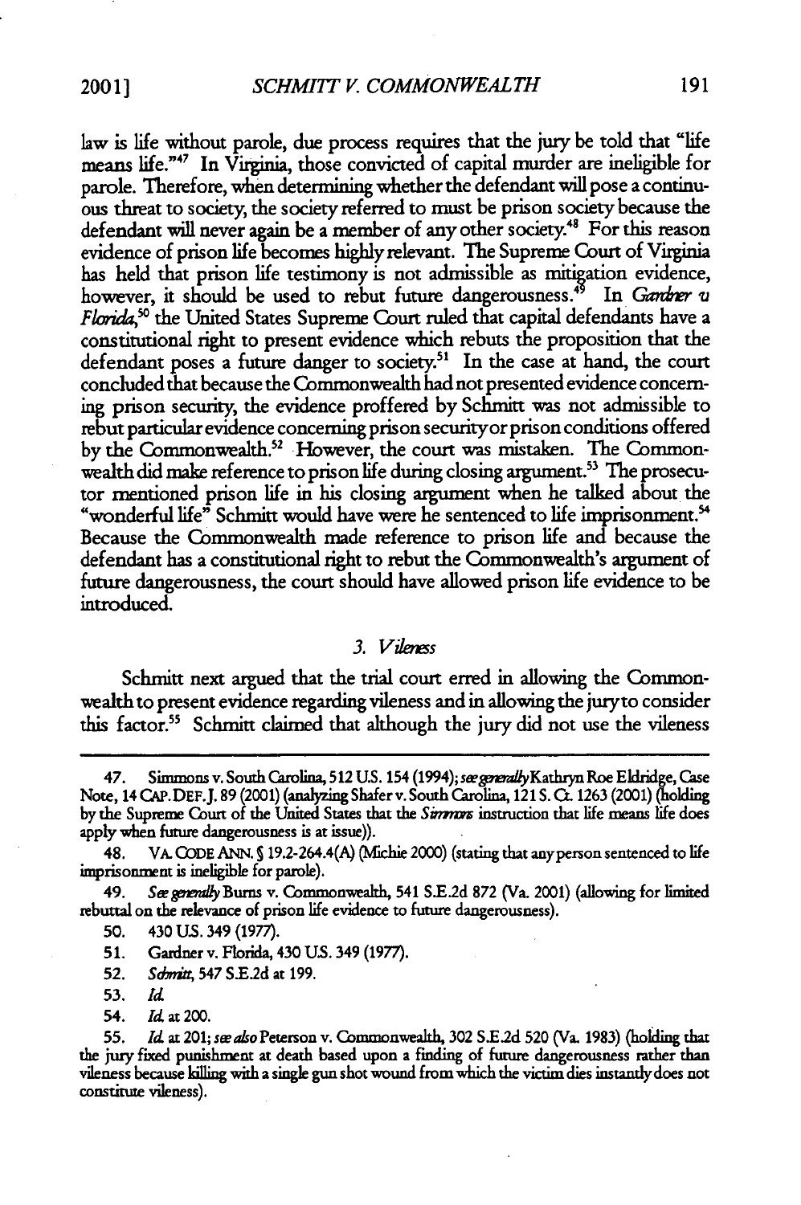law is life without parole, due process requires that the jury be told that "life means life."[47] In Virginia, those convicted of capital murder are ineligible for parole. Therefore, when determining whether the defendant will pose a continuous threat to society, the society referred to must be prison society because the defendant will never again be a member of any other society.[48] For this reason evidence of prison life becomes highly relevant. The Supreme Court of Virginia has held that prison life testimony is not admissible as mitigation evidence, however, it should be used to rebut future dangerousness.[49] In *Gardner v. Florida*,[50] the United States Supreme Court ruled that capital defendants have a constitutional right to present evidence which rebuts the proposition that the defendant poses a future danger to society.[51] In the case at hand, the court concluded that because the Commonwealth had not presented evidence concerning prison security, the evidence proffered by Schmitt was not admissible to rebut particular evidence concerning prison security or prison conditions offered by the Commonwealth.[52] However, the court was mistaken. The Commonwealth did make reference to prison life during closing argument.[53] The prosecutor mentioned prison life in his closing argument when he talked about the "wonderful life" Schmitt would have were he sentenced to life imprisonment.[54] Because the Commonwealth made reference to prison life and because the defendant has a constitutional right to rebut the Commonwealth's argument of future dangerousness, the court should have allowed prison life evidence to be introduced.

### 3. *Vileness*

Schmitt next argued that the trial court erred in allowing the Commonwealth to present evidence regarding vileness and in allowing the jury to consider this factor.[55] Schmitt claimed that although the jury did not use the vileness

---

47. Simmons v. South Carolina, 512 U.S. 154 (1994); *see generally* Kathryn Roe Eldridge, Case Note, 14 CAP. DEF. J. 89 (2001) (analyzing Shafer v. South Carolina, 121 S. Ct. 1263 (2001) (holding by the Supreme Court of the United States that the *Simmons* instruction that life means life does apply when future dangerousness is at issue)).

48. VA. CODE ANN. § 19.2-264.4(A) (Michie 2000) (stating that any person sentenced to life imprisonment is ineligible for parole).

49. *See generally* Burns v. Commonwealth, 541 S.E.2d 872 (Va. 2001) (allowing for limited rebuttal on the relevance of prison life evidence to future dangerousness).

50. 430 U.S. 349 (1977).

51. Gardner v. Florida, 430 U.S. 349 (1977).

52. *Schmitt*, 547 S.E.2d at 199.

53. *Id.*

54. *Id.* at 200.

55. *Id.* at 201; *see also* Peterson v. Commonwealth, 302 S.E.2d 520 (Va. 1983) (holding that the jury fixed punishment at death based upon a finding of future dangerousness rather than vileness because killing with a single gun shot wound from which the victim dies instantly does not constitute vileness).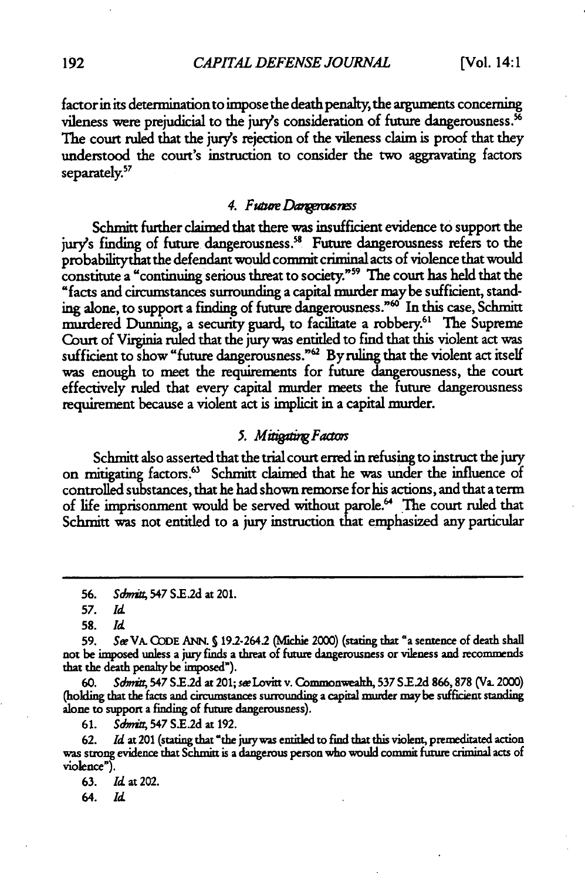factor in its determination to impose the death penalty, the arguments concerning vileness were prejudicial to the jury's consideration of future dangerousness.[56] The court ruled that the jury's rejection of the vileness claim is proof that they understood the court's instruction to consider the two aggravating factors separately.[57]

#### *4. Future Dangerousness*

Schmitt further claimed that there was insufficient evidence to support the jury's finding of future dangerousness.[58] Future dangerousness refers to the probability that the defendant would commit criminal acts of violence that would constitute a "continuing serious threat to society."[59] The court has held that the "facts and circumstances surrounding a capital murder may be sufficient, standing alone, to support a finding of future dangerousness."[60] In this case, Schmitt murdered Dunning, a security guard, to facilitate a robbery.[61] The Supreme Court of Virginia ruled that the jury was entitled to find that this violent act was sufficient to show "future dangerousness."[62] By ruling that the violent act itself was enough to meet the requirements for future dangerousness, the court effectively ruled that every capital murder meets the future dangerousness requirement because a violent act is implicit in a capital murder.

#### *5. Mitigating Factors*

Schmitt also asserted that the trial court erred in refusing to instruct the jury on mitigating factors.[63] Schmitt claimed that he was under the influence of controlled substances, that he had shown remorse for his actions, and that a term of life imprisonment would be served without parole.[64] The court ruled that Schmitt was not entitled to a jury instruction that emphasized any particular

---

56. *Schmitt*, 547 S.E.2d at 201.

57. *Id.*

58. *Id.*

59. *See* VA. CODE ANN. § 19.2-264.2 (Michie 2000) (stating that "a sentence of death shall not be imposed unless a jury finds a threat of future dangerousness or vileness and recommends that the death penalty be imposed").

60. *Schmitt*, 547 S.E.2d at 201; *see* Lovitt v. Commonwealth, 537 S.E.2d 866, 878 (Va. 2000) (holding that the facts and circumstances surrounding a capital murder may be sufficient standing alone to support a finding of future dangerousness).

61. *Schmitt*, 547 S.E.2d at 192.

62. *Id.* at 201 (stating that "the jury was entitled to find that this violent, premeditated action was strong evidence that Schmitt is a dangerous person who would commit future criminal acts of violence").

63. *Id.* at 202.

64. *Id.*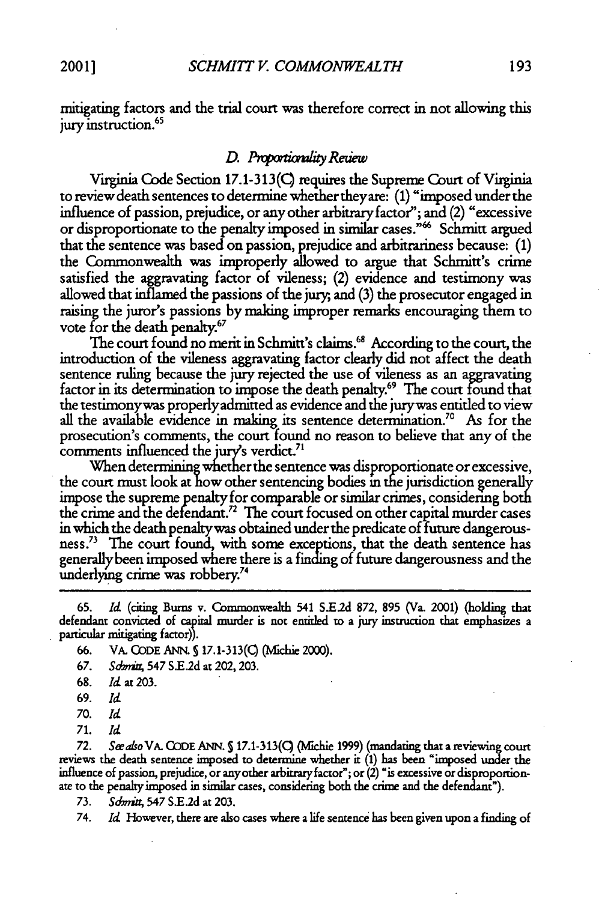mitigating factors and the trial court was therefore correct in not allowing this jury instruction.[65]

### *D. Proportionality Review*

Virginia Code Section 17.1-313(C) requires the Supreme Court of Virginia to review death sentences to determine whether they are: (1) "imposed under the influence of passion, prejudice, or any other arbitrary factor"; and (2) "excessive or disproportionate to the penalty imposed in similar cases."[66] Schmitt argued that the sentence was based on passion, prejudice and arbitrariness because: (1) the Commonwealth was improperly allowed to argue that Schmitt's crime satisfied the aggravating factor of vileness; (2) evidence and testimony was allowed that inflamed the passions of the jury; and (3) the prosecutor engaged in raising the juror's passions by making improper remarks encouraging them to vote for the death penalty.[67]

The court found no merit in Schmitt's claims.[68] According to the court, the introduction of the vileness aggravating factor clearly did not affect the death sentence ruling because the jury rejected the use of vileness as an aggravating factor in its determination to impose the death penalty.[69] The court found that the testimony was properly admitted as evidence and the jury was entitled to view all the available evidence in making its sentence determination.[70] As for the prosecution's comments, the court found no reason to believe that any of the comments influenced the jury's verdict.[71]

When determining whether the sentence was disproportionate or excessive, the court must look at how other sentencing bodies in the jurisdiction generally impose the supreme penalty for comparable or similar crimes, considering both the crime and the defendant.[72] The court focused on other capital murder cases in which the death penalty was obtained under the predicate of future dangerousness.[73] The court found, with some exceptions, that the death sentence has generally been imposed where there is a finding of future dangerousness and the underlying crime was robbery.[74]

---

65. *Id.* (citing Burns v. Commonwealth 541 S.E.2d 872, 895 (Va. 2001) (holding that defendant convicted of capital murder is not entitled to a jury instruction that emphasizes a particular mitigating factor)).

66. VA. CODE ANN. § 17.1-313(C) (Michie 2000).

67. *Schmitt*, 547 S.E.2d at 202, 203.

68. *Id.* at 203.

69. *Id.*

70. *Id.*

71. *Id.*

72. *See also* VA. CODE ANN. § 17.1-313(C) (Michie 1999) (mandating that a reviewing court reviews the death sentence imposed to determine whether it (1) has been "imposed under the influence of passion, prejudice, or any other arbitrary factor"; or (2) "is excessive or disproportionate to the penalty imposed in similar cases, considering both the crime and the defendant").

73. *Schmitt*, 547 S.E.2d at 203.

74. *Id.* However, there are also cases where a life sentence has been given upon a finding of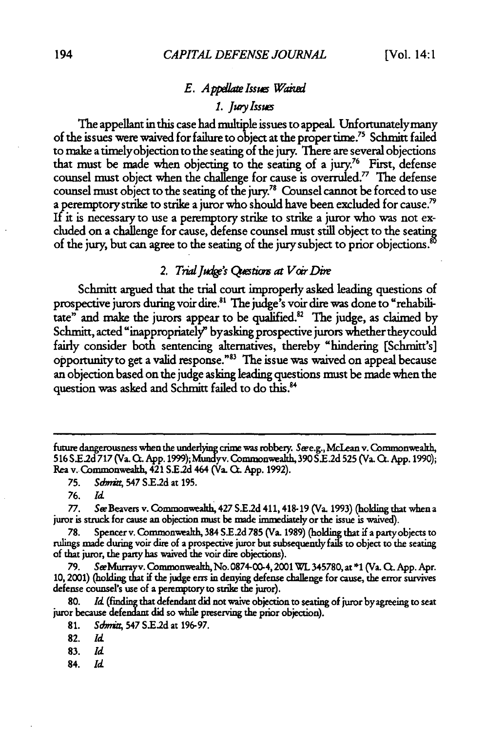### E. *Appellate Issues Waived*

#### 1. *Jury Issues*

The appellant in this case had multiple issues to appeal. Unfortunately many of the issues were waived for failure to object at the proper time.[75] Schmitt failed to make a timely objection to the seating of the jury. There are several objections that must be made when objecting to the seating of a jury.[76] First, defense counsel must object when the challenge for cause is overruled.[77] The defense counsel must object to the seating of the jury.[78] Counsel cannot be forced to use a peremptory strike to strike a juror who should have been excluded for cause.[79] If it is necessary to use a peremptory strike to strike a juror who was not excluded on a challenge for cause, defense counsel must still object to the seating of the jury, but can agree to the seating of the jury subject to prior objections.[80]

#### 2. *Trial Judge's Questions at Voir Dire*

Schmitt argued that the trial court improperly asked leading questions of prospective jurors during voir dire.[81] The judge's voir dire was done to "rehabilitate" and make the jurors appear to be qualified.[82] The judge, as claimed by Schmitt, acted "inappropriately" by asking prospective jurors whether they could fairly consider both sentencing alternatives, thereby "hindering [Schmitt's] opportunity to get a valid response."[83] The issue was waived on appeal because an objection based on the judge asking leading questions must be made when the question was asked and Schmitt failed to do this.[84]

---

future dangerousness when the underlying crime was robbery. *See* e.g., McLean v. Commonwealth, 516 S.E.2d 717 (Va. Ct. App. 1999); Mundy v. Commonwealth, 390 S.E.2d 525 (Va. Ct. App. 1990); Rea v. Commonwealth, 421 S.E.2d 464 (Va. Ct. App. 1992).

75. *Schmitt*, 547 S.E.2d at 195.

76. *Id.*

77. *See* Beavers v. Commonwealth, 427 S.E.2d 411, 418-19 (Va. 1993) (holding that when a juror is struck for cause an objection must be made immediately or the issue is waived).

78. Spencer v. Commonwealth, 384 S.E.2d 785 (Va. 1989) (holding that if a party objects to rulings made during voir dire of a prospective juror but subsequently fails to object to the seating of that juror, the party has waived the voir dire objections).

79. *See* Murray v. Commonwealth, No. 0874-00-4, 2001 WL 345780, at *1 (Va. Ct. App. Apr. 10, 2001) (holding that if the judge errs in denying defense challenge for cause, the error survives defense counsel's use of a peremptory to strike the juror).

80. *Id.* (finding that defendant did not waive objection to seating of juror by agreeing to seat juror because defendant did so while preserving the prior objection).

81. *Schmitt*, 547 S.E.2d at 196-97.

82. *Id.*

83. *Id.*

84. *Id.*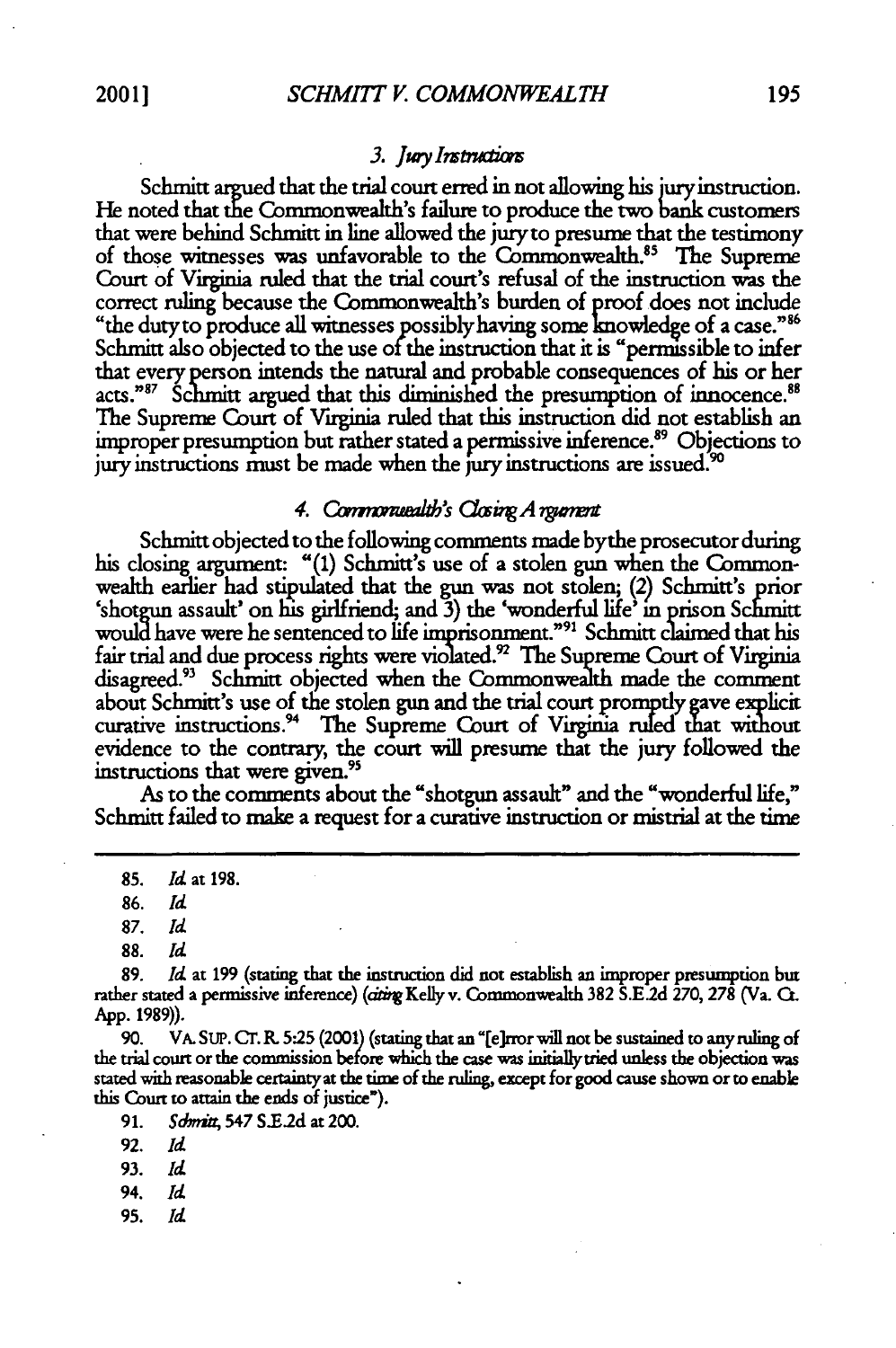### 3. *Jury Instructions*

Schmitt argued that the trial court erred in not allowing his jury instruction. He noted that the Commonwealth's failure to produce the two bank customers that were behind Schmitt in line allowed the jury to presume that the testimony of those witnesses was unfavorable to the Commonwealth.[85] The Supreme Court of Virginia ruled that the trial court's refusal of the instruction was the correct ruling because the Commonwealth's burden of proof does not include "the duty to produce all witnesses possibly having some knowledge of a case."[86] Schmitt also objected to the use of the instruction that it is "permissible to infer that every person intends the natural and probable consequences of his or her acts."[87] Schmitt argued that this diminished the presumption of innocence.[88] The Supreme Court of Virginia ruled that this instruction did not establish an improper presumption but rather stated a permissive inference.[89] Objections to jury instructions must be made when the jury instructions are issued.[90]

### 4. *Commonwealth's Closing Argument*

Schmitt objected to the following comments made by the prosecutor during his closing argument: "(1) Schmitt's use of a stolen gun when the Commonwealth earlier had stipulated that the gun was not stolen; (2) Schmitt's prior 'shotgun assault' on his girlfriend; and 3) the 'wonderful life' in prison Schmitt would have were he sentenced to life imprisonment."[91] Schmitt claimed that his fair trial and due process rights were violated.[92] The Supreme Court of Virginia disagreed.[93] Schmitt objected when the Commonwealth made the comment about Schmitt's use of the stolen gun and the trial court promptly gave explicit curative instructions.[94] The Supreme Court of Virginia ruled that without evidence to the contrary, the court will presume that the jury followed the instructions that were given.[95]

As to the comments about the "shotgun assault" and the "wonderful life," Schmitt failed to make a request for a curative instruction or mistrial at the time

---

85. *Id.* at 198.

86. *Id.*

87. *Id.*

88. *Id.*

89. *Id.* at 199 (stating that the instruction did not establish an improper presumption but rather stated a permissive inference) (*citing* Kelly v. Commonwealth 382 S.E.2d 270, 278 (Va. Ct. App. 1989)).

90. VA. SUP. CT. R. 5:25 (2001) (stating that an "[e]rror will not be sustained to any ruling of the trial court or the commission before which the case was initially tried unless the objection was stated with reasonable certainty at the time of the ruling, except for good cause shown or to enable this Court to attain the ends of justice").

91. *Schmitt*, 547 S.E.2d at 200.

92. *Id.*

93. *Id.*

94. *Id.*

95. *Id.*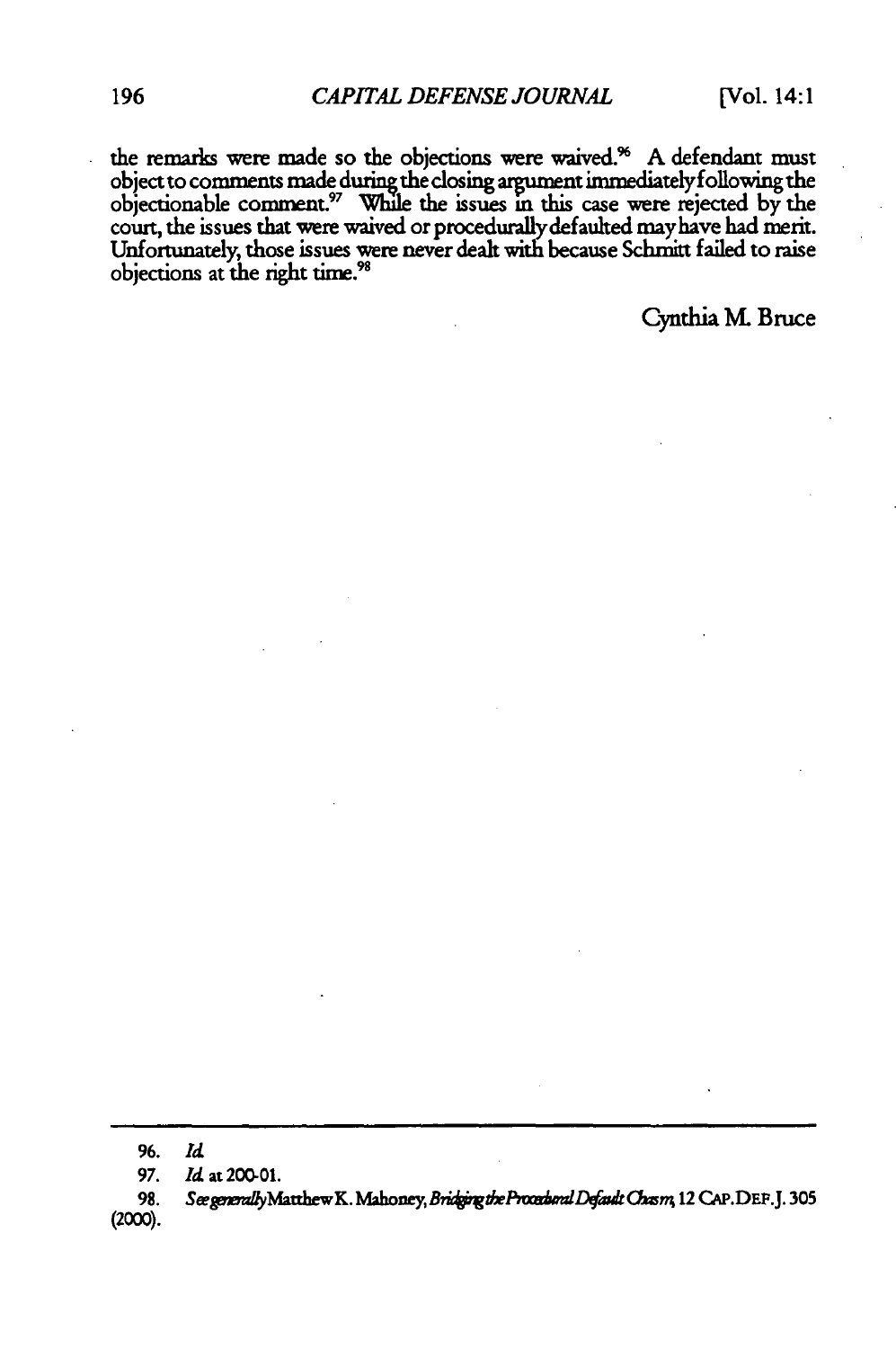the remarks were made so the objections were waived.[96] A defendant must object to comments made during the closing argument immediately following the objectionable comment.[97] While the issues in this case were rejected by the court, the issues that were waived or procedurally defaulted may have had merit. Unfortunately, those issues were never dealt with because Schmitt failed to raise objections at the right time.[98]

Cynthia M. Bruce

---

96. *Id.*

97. *Id.* at 200-01.

98. *See generally* Matthew K. Mahoney, *Bridging the Procedural Default Chasm*, 12 CAP. DEF. J. 305 (2000).